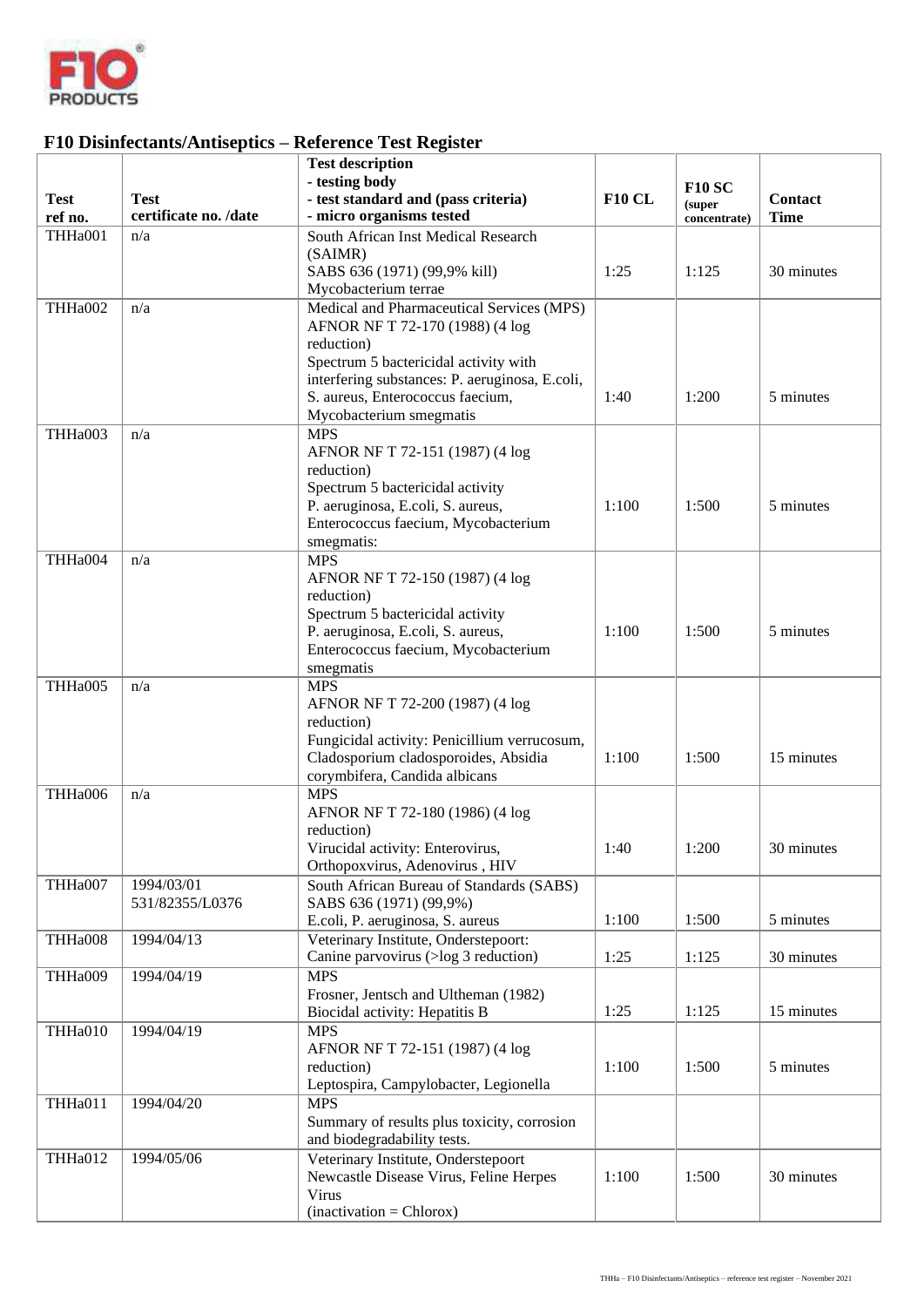# F10 Disinfectants/Antiseptics – Reference Test Register

| Test ref no. | Test certificate no. /date | Test description<br>- testing body<br>- test standard and (pass criteria)<br>- micro organisms tested | F10 CL | F10 SC (super concentrate) | Contact Time |
|---|---|---|---|---|---|
| THHa001 | n/a | South African Inst Medical Research (SAIMR)<br>SABS 636 (1971) (99,9% kill)<br>Mycobacterium terrae | 1:25 | 1:125 | 30 minutes |
| THHa002 | n/a | Medical and Pharmaceutical Services (MPS)<br>AFNOR NF T 72-170 (1988) (4 log reduction)<br>Spectrum 5 bactericidal activity with interfering substances: P. aeruginosa, E.coli, S. aureus, Enterococcus faecium, Mycobacterium smegmatis | 1:40 | 1:200 | 5 minutes |
| THHa003 | n/a | MPS<br>AFNOR NF T 72-151 (1987) (4 log reduction)<br>Spectrum 5 bactericidal activity<br>P. aeruginosa, E.coli, S. aureus, Enterococcus faecium, Mycobacterium smegmatis: | 1:100 | 1:500 | 5 minutes |
| THHa004 | n/a | MPS<br>AFNOR NF T 72-150 (1987) (4 log reduction)<br>Spectrum 5 bactericidal activity<br>P. aeruginosa, E.coli, S. aureus, Enterococcus faecium, Mycobacterium smegmatis | 1:100 | 1:500 | 5 minutes |
| THHa005 | n/a | MPS<br>AFNOR NF T 72-200 (1987) (4 log reduction)<br>Fungicidal activity: Penicillium verrucosum, Cladosporium cladosporoides, Absidia corymbifera, Candida albicans | 1:100 | 1:500 | 15 minutes |
| THHa006 | n/a | MPS<br>AFNOR NF T 72-180 (1986) (4 log reduction)<br>Virucidal activity: Enterovirus, Orthopoxvirus, Adenovirus , HIV | 1:40 | 1:200 | 30 minutes |
| THHa007 | 1994/03/01<br>531/82355/L0376 | South African Bureau of Standards (SABS)<br>SABS 636 (1971) (99,9%)<br>E.coli, P. aeruginosa, S. aureus | 1:100 | 1:500 | 5 minutes |
| THHa008 | 1994/04/13 | Veterinary Institute, Onderstepoort:<br>Canine parvovirus (>log 3 reduction) | 1:25 | 1:125 | 30 minutes |
| THHa009 | 1994/04/19 | MPS<br>Frosner, Jentsch and Ultheman (1982)<br>Biocidal activity: Hepatitis B | 1:25 | 1:125 | 15 minutes |
| THHa010 | 1994/04/19 | MPS<br>AFNOR NF T 72-151 (1987) (4 log reduction)<br>Leptospira, Campylobacter, Legionella | 1:100 | 1:500 | 5 minutes |
| THHa011 | 1994/04/20 | MPS<br>Summary of results plus toxicity, corrosion and biodegradability tests. | | | |
| THHa012 | 1994/05/06 | Veterinary Institute, Onderstepoort<br>Newcastle Disease Virus, Feline Herpes Virus<br>(inactivation = Chlorox) | 1:100 | 1:500 | 30 minutes |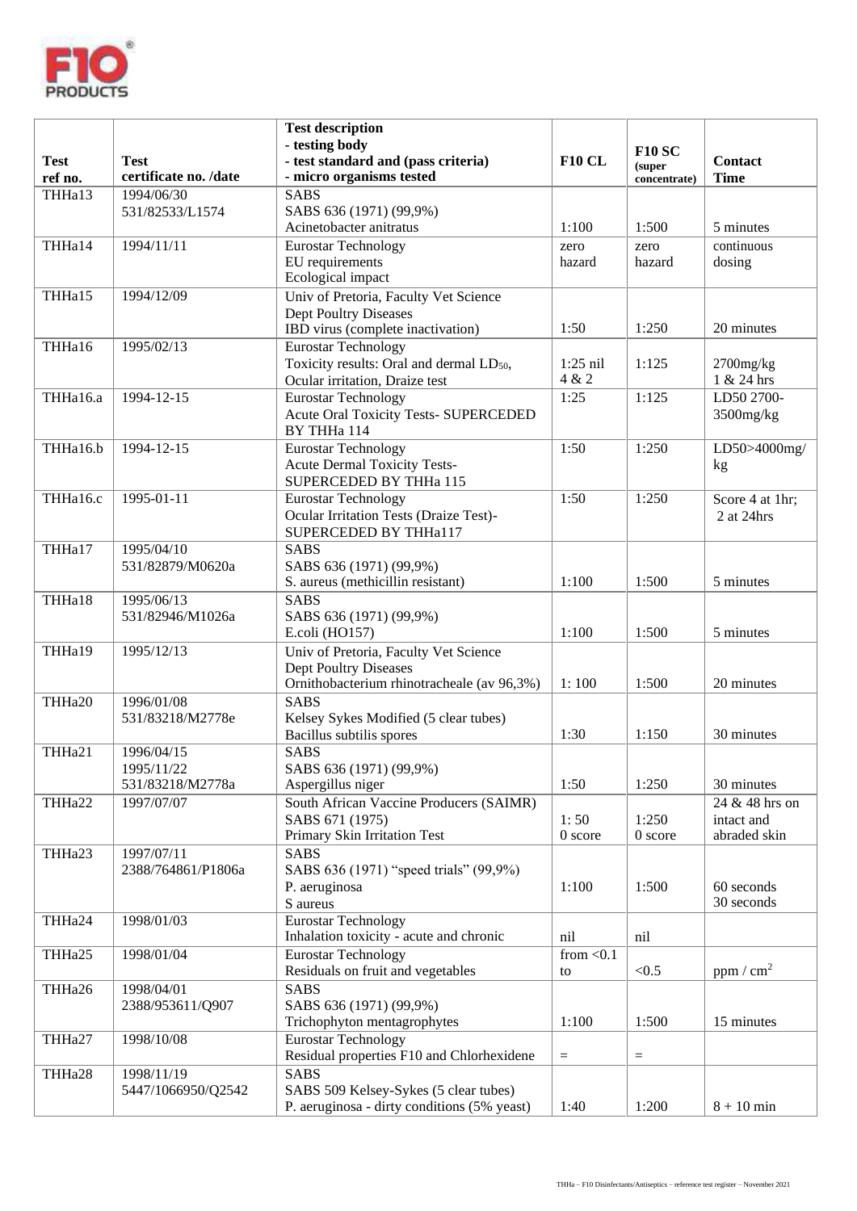| Test ref no. | Test certificate no. /date | Test description - testing body - test standard and (pass criteria) - micro organisms tested | F10 CL | F10 SC (super concentrate) | Contact Time |
|---|---|---|---|---|---|
| THHa13 | 1994/06/30 531/82533/L1574 | SABS SABS 636 (1971) (99,9%) Acinetobacter anitratus | 1:100 | 1:500 | 5 minutes |
| THHa14 | 1994/11/11 | Eurostar Technology EU requirements Ecological impact | zero hazard | zero hazard | continuous dosing |
| THHa15 | 1994/12/09 | Univ of Pretoria, Faculty Vet Science Dept Poultry Diseases IBD virus (complete inactivation) | 1:50 | 1:250 | 20 minutes |
| THHa16 | 1995/02/13 | Eurostar Technology Toxicity results: Oral and dermal $LD_{50}$, Ocular irritation, Draize test | 1:25 nil 4 & 2 | 1:125 | 2700mg/kg 1 & 24 hrs |
| THHa16.a | 1994-12-15 | Eurostar Technology Acute Oral Toxicity Tests- SUPERCEDED BY THHa 114 | 1:25 | 1:125 | LD50 2700-3500mg/kg |
| THHa16.b | 1994-12-15 | Eurostar Technology Acute Dermal Toxicity Tests- SUPERCEDED BY THHa 115 | 1:50 | 1:250 | LD50>4000mg/kg |
| THHa16.c | 1995-01-11 | Eurostar Technology Ocular Irritation Tests (Draize Test)- SUPERCEDED BY THHa117 | 1:50 | 1:250 | Score 4 at 1hr; 2 at 24hrs |
| THHa17 | 1995/04/10 531/82879/M0620a | SABS SABS 636 (1971) (99,9%) S. aureus (methicillin resistant) | 1:100 | 1:500 | 5 minutes |
| THHa18 | 1995/06/13 531/82946/M1026a | SABS SABS 636 (1971) (99,9%) E.coli (HO157) | 1:100 | 1:500 | 5 minutes |
| THHa19 | 1995/12/13 | Univ of Pretoria, Faculty Vet Science Dept Poultry Diseases Ornithobacterium rhinotracheale (av 96,3%) | 1: 100 | 1:500 | 20 minutes |
| THHa20 | 1996/01/08 531/83218/M2778e | SABS Kelsey Sykes Modified (5 clear tubes) Bacillus subtilis spores | 1:30 | 1:150 | 30 minutes |
| THHa21 | 1996/04/15 1995/11/22 531/83218/M2778a | SABS SABS 636 (1971) (99,9%) Aspergillus niger | 1:50 | 1:250 | 30 minutes |
| THHa22 | 1997/07/07 | South African Vaccine Producers (SAIMR) SABS 671 (1975) Primary Skin Irritation Test | 1: 50 0 score | 1:250 0 score | 24 & 48 hrs on intact and abraded skin |
| THHa23 | 1997/07/11 2388/764861/P1806a | SABS SABS 636 (1971) "speed trials" (99,9%) P. aeruginosa S aureus | 1:100 | 1:500 | 60 seconds 30 seconds |
| THHa24 | 1998/01/03 | Eurostar Technology Inhalation toxicity - acute and chronic | nil | nil | |
| THHa25 | 1998/01/04 | Eurostar Technology Residuals on fruit and vegetables | from <0.1 to | <0.5 | ppm / $cm^2$ |
| THHa26 | 1998/04/01 2388/953611/Q907 | SABS SABS 636 (1971) (99,9%) Trichophyton mentagrophytes | 1:100 | 1:500 | 15 minutes |
| THHa27 | 1998/10/08 | Eurostar Technology Residual properties F10 and Chlorhexidene | = | = | |
| THHa28 | 1998/11/19 5447/1066950/Q2542 | SABS SABS 509 Kelsey-Sykes (5 clear tubes) P. aeruginosa - dirty conditions (5% yeast) | 1:40 | 1:200 | 8 + 10 min |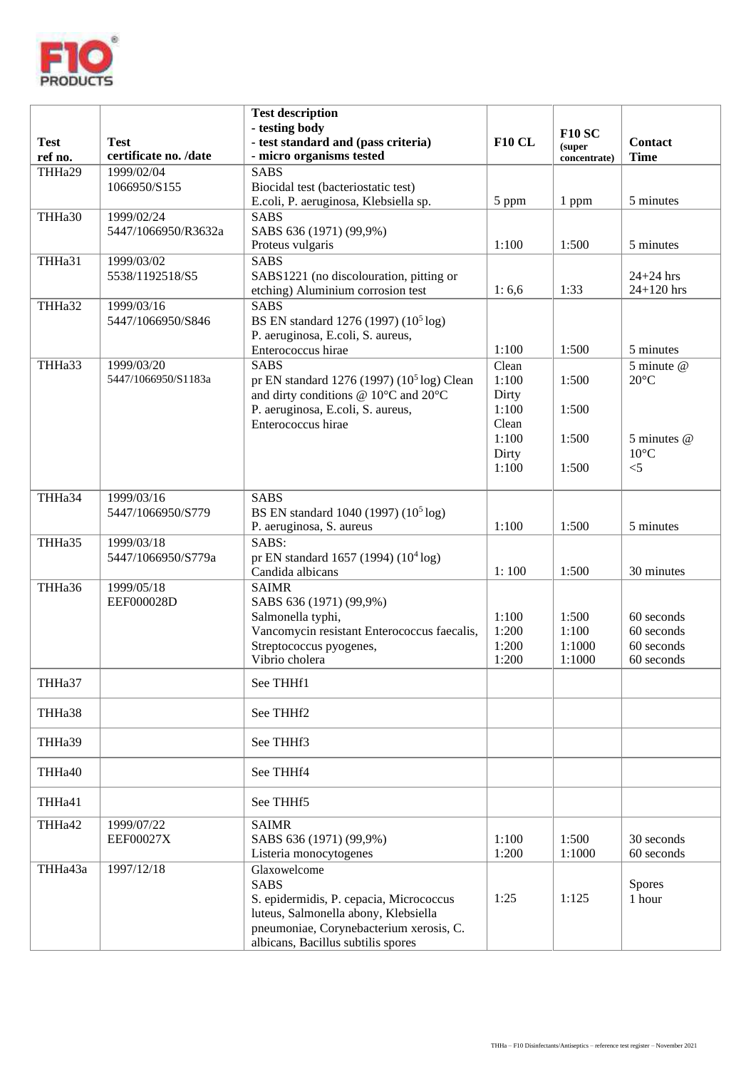| Test ref no. | Test certificate no. /date | Test description - testing body - test standard and (pass criteria) - micro organisms tested | F10 CL | F10 SC (super concentrate) | Contact Time |
|---|---|---|---|---|---|
| THHa29 | 1999/02/04 1066950/S155 | SABS Biocidal test (bacteriostatic test) E.coli, P. aeruginosa, Klebsiella sp. | 5 ppm | 1 ppm | 5 minutes |
| THHa30 | 1999/02/24 5447/1066950/R3632a | SABS SABS 636 (1971) (99,9%) Proteus vulgaris | 1:100 | 1:500 | 5 minutes |
| THHa31 | 1999/03/02 5538/1192518/S5 | SABS SABS1221 (no discolouration, pitting or etching) Aluminium corrosion test | 1: 6,6 | 1:33 | 24+24 hrs 24+120 hrs |
| THHa32 | 1999/03/16 5447/1066950/S846 | SABS BS EN standard 1276 (1997) ($10^5$ log) P. aeruginosa, E.coli, S. aureus, Enterococcus hirae | 1:100 | 1:500 | 5 minutes |
| THHa33 | 1999/03/20 5447/1066950/S1183a | SABS pr EN standard 1276 (1997) ($10^5$ log) Clean and dirty conditions @ 10°C and 20°C P. aeruginosa, E.coli, S. aureus, Enterococcus hirae | Clean 1:100 Dirty 1:100 Clean 1:100 Dirty 1:100 | 1:500 1:500 1:500 1:500 | 5 minute @ 20°C 5 minutes @ 10°C <5 |
| THHa34 | 1999/03/16 5447/1066950/S779 | SABS BS EN standard 1040 (1997) ($10^5$ log) P. aeruginosa, S. aureus | 1:100 | 1:500 | 5 minutes |
| THHa35 | 1999/03/18 5447/1066950/S779a | SABS: pr EN standard 1657 (1994) ($10^4$ log) Candida albicans | 1: 100 | 1:500 | 30 minutes |
| THHa36 | 1999/05/18 EEF000028D | SAIMR SABS 636 (1971) (99,9%) Salmonella typhi, Vancomycin resistant Enterococcus faecalis, Streptococcus pyogenes, Vibrio cholera | 1:100 1:200 1:200 1:200 | 1:500 1:100 1:1000 1:1000 | 60 seconds 60 seconds 60 seconds 60 seconds |
| THHa37 | | See THHf1 | | | |
| THHa38 | | See THHf2 | | | |
| THHa39 | | See THHf3 | | | |
| THHa40 | | See THHf4 | | | |
| THHa41 | | See THHf5 | | | |
| THHa42 | 1999/07/22 EEF00027X | SAIMR SABS 636 (1971) (99,9%) Listeria monocytogenes | 1:100 1:200 | 1:500 1:1000 | 30 seconds 60 seconds |
| THHa43a | 1997/12/18 | Glaxowelcome SABS S. epidermidis, P. cepacia, Micrococcus luteus, Salmonella abony, Klebsiella pneumoniae, Corynebacterium xerosis, C. albicans, Bacillus subtilis spores | 1:25 | 1:125 | Spores 1 hour |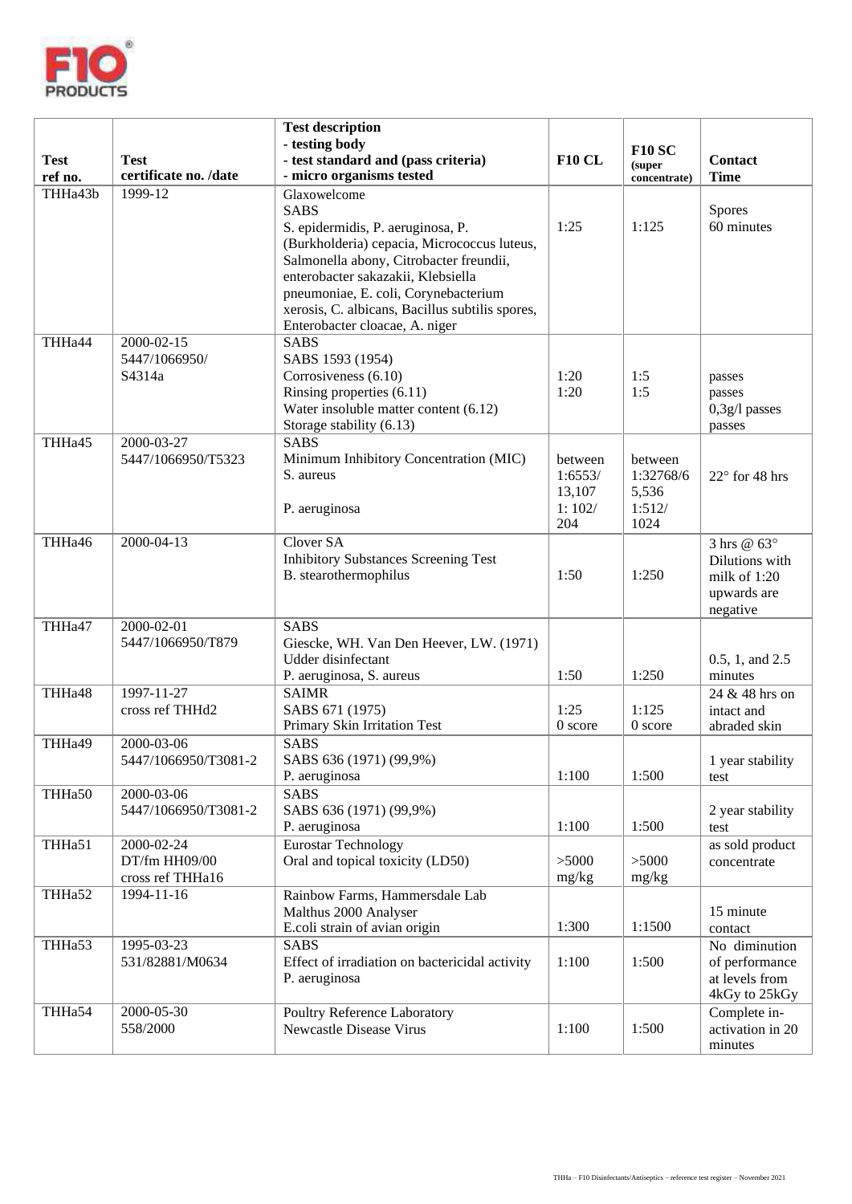| Test ref no. | Test certificate no. /date | Test description<br>- testing body<br>- test standard and (pass criteria)<br>- micro organisms tested | F10 CL | F10 SC (super concentrate) | Contact Time |
|---|---|---|---|---|---|
| THHa43b | 1999-12 | Glaxowelcome<br>SABS<br>S. epidermidis, P. aeruginosa, P. (Burkholderia) cepacia, Micrococcus luteus, Salmonella abony, Citrobacter freundii, enterobacter sakazakii, Klebsiella pneumoniae, E. coli, Corynebacterium xerosis, C. albicans, Bacillus subtilis spores, Enterobacter cloacae, A. niger | 1:25 | 1:125 | Spores<br>60 minutes |
| THHa44 | 2000-02-15<br>5447/1066950/<br>S4314a | SABS<br>SABS 1593 (1954)<br>Corrosiveness (6.10)<br>Rinsing properties (6.11)<br>Water insoluble matter content (6.12)<br>Storage stability (6.13) | 1:20<br>1:20 | 1:5<br>1:5 | passes<br>passes<br>0,3g/l passes<br>passes |
| THHa45 | 2000-03-27<br>5447/1066950/T5323 | SABS<br>Minimum Inhibitory Concentration (MIC)<br>S. aureus<br><br>P. aeruginosa | between 1:6553/ 13,107<br>1: 102/ 204 | between 1:32768/6 5,536<br>1:512/ 1024 | 22° for 48 hrs |
| THHa46 | 2000-04-13 | Clover SA<br>Inhibitory Substances Screening Test<br>B. stearothermophilus | 1:50 | 1:250 | 3 hrs @ 63° Dilutions with milk of 1:20 upwards are negative |
| THHa47 | 2000-02-01<br>5447/1066950/T879 | SABS<br>Giescke, WH. Van Den Heever, LW. (1971)<br>Udder disinfectant<br>P. aeruginosa, S. aureus | 1:50 | 1:250 | 0.5, 1, and 2.5 minutes |
| THHa48 | 1997-11-27<br>cross ref THHd2 | SAIMR<br>SABS 671 (1975)<br>Primary Skin Irritation Test | 1:25<br>0 score | 1:125<br>0 score | 24 & 48 hrs on intact and abraded skin |
| THHa49 | 2000-03-06<br>5447/1066950/T3081-2 | SABS<br>SABS 636 (1971) (99,9%)<br>P. aeruginosa | 1:100 | 1:500 | 1 year stability test |
| THHa50 | 2000-03-06<br>5447/1066950/T3081-2 | SABS<br>SABS 636 (1971) (99,9%)<br>P. aeruginosa | 1:100 | 1:500 | 2 year stability test |
| THHa51 | 2000-02-24<br>DT/fm HH09/00<br>cross ref THHa16 | Eurostar Technology<br>Oral and topical toxicity (LD50) | >5000 mg/kg | >5000 mg/kg | as sold product concentrate |
| THHa52 | 1994-11-16 | Rainbow Farms, Hammersdale Lab<br>Malthus 2000 Analyser<br>E.coli strain of avian origin | 1:300 | 1:1500 | 15 minute contact |
| THHa53 | 1995-03-23<br>531/82881/M0634 | SABS<br>Effect of irradiation on bactericidal activity<br>P. aeruginosa | 1:100 | 1:500 | No diminution of performance at levels from 4kGy to 25kGy |
| THHa54 | 2000-05-30<br>558/2000 | Poultry Reference Laboratory<br>Newcastle Disease Virus | 1:100 | 1:500 | Complete in-activation in 20 minutes |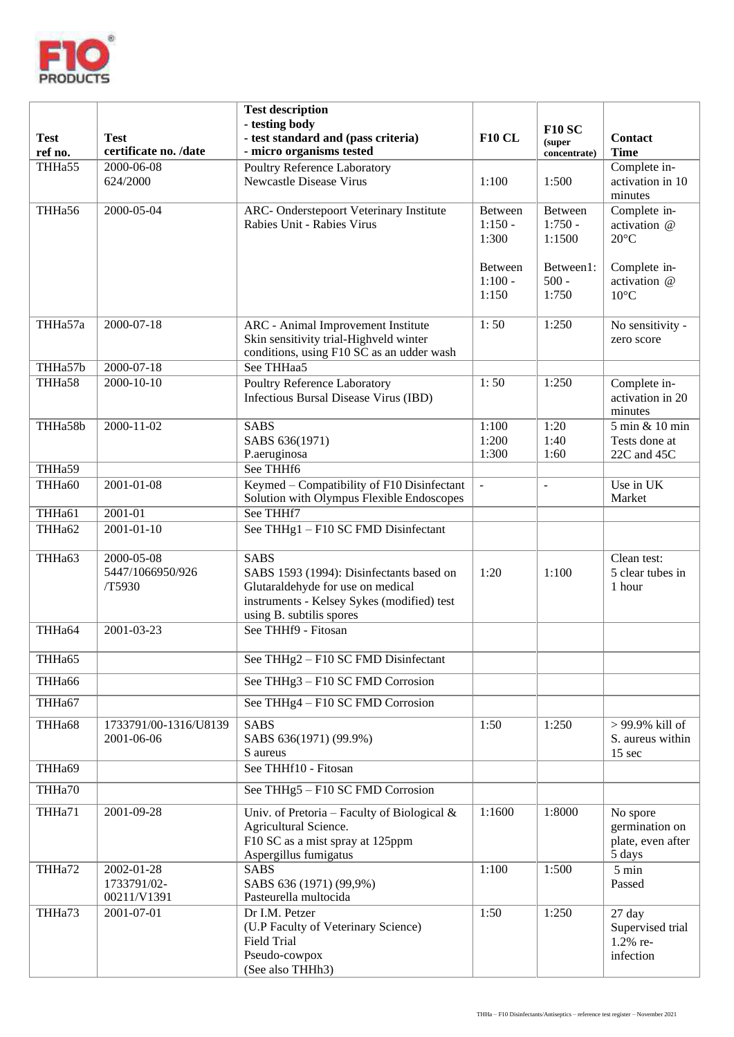| Test ref no. | Test certificate no. /date | Test description - testing body - test standard and (pass criteria) - micro organisms tested | F10 CL | F10 SC (super concentrate) | Contact Time |
|---|---|---|---|---|---|
| THHa55 | 2000-06-08 624/2000 | Poultry Reference Laboratory Newcastle Disease Virus | 1:100 | 1:500 | Complete in-activation in 10 minutes |
| THHa56 | 2000-05-04 | ARC- Onderstepoort Veterinary Institute Rabies Unit - Rabies Virus | Between 1:150 - 1:300<br><br>Between 1:100 - 1:150 | Between 1:750 - 1:1500<br><br>Between1: 500 - 1:750 | Complete in-activation @ 20°C<br><br>Complete in-activation @ 10°C |
| THHa57a | 2000-07-18 | ARC - Animal Improvement Institute Skin sensitivity trial-Highveld winter conditions, using F10 SC as an udder wash | 1: 50 | 1:250 | No sensitivity - zero score |
| THHa57b | 2000-07-18 | See THHaa5 | | | |
| THHa58 | 2000-10-10 | Poultry Reference Laboratory Infectious Bursal Disease Virus (IBD) | 1: 50 | 1:250 | Complete in-activation in 20 minutes |
| THHa58b | 2000-11-02 | SABS SABS 636(1971) P.aeruginosa | 1:100 1:200 1:300 | 1:20 1:40 1:60 | 5 min & 10 min Tests done at 22C and 45C |
| THHa59 | | See THHf6 | | | |
| THHa60 | 2001-01-08 | Keymed – Compatibility of F10 Disinfectant Solution with Olympus Flexible Endoscopes | - | - | Use in UK Market |
| THHa61 | 2001-01 | See THHf7 | | | |
| THHa62 | 2001-01-10 | See THHg1 – F10 SC FMD Disinfectant | | | |
| THHa63 | 2000-05-08 5447/1066950/926 /T5930 | SABS SABS 1593 (1994): Disinfectants based on Glutaraldehyde for use on medical instruments - Kelsey Sykes (modified) test using B. subtilis spores | 1:20 | 1:100 | Clean test: 5 clear tubes in 1 hour |
| THHa64 | 2001-03-23 | See THHf9 - Fitosan | | | |
| THHa65 | | See THHg2 – F10 SC FMD Disinfectant | | | |
| THHa66 | | See THHg3 – F10 SC FMD Corrosion | | | |
| THHa67 | | See THHg4 – F10 SC FMD Corrosion | | | |
| THHa68 | 1733791/00-1316/U8139 2001-06-06 | SABS SABS 636(1971) (99.9%) S aureus | 1:50 | 1:250 | > 99.9% kill of S. aureus within 15 sec |
| THHa69 | | See THHf10 - Fitosan | | | |
| THHa70 | | See THHg5 – F10 SC FMD Corrosion | | | |
| THHa71 | 2001-09-28 | Univ. of Pretoria – Faculty of Biological & Agricultural Science. F10 SC as a mist spray at 125ppm Aspergillus fumigatus | 1:1600 | 1:8000 | No spore germination on plate, even after 5 days |
| THHa72 | 2002-01-28 1733791/02-00211/V1391 | SABS SABS 636 (1971) (99,9%) Pasteurella multocida | 1:100 | 1:500 | 5 min Passed |
| THHa73 | 2001-07-01 | Dr I.M. Petzer (U.P Faculty of Veterinary Science) Field Trial Pseudo-cowpox (See also THHh3) | 1:50 | 1:250 | 27 day Supervised trial 1.2% re-infection |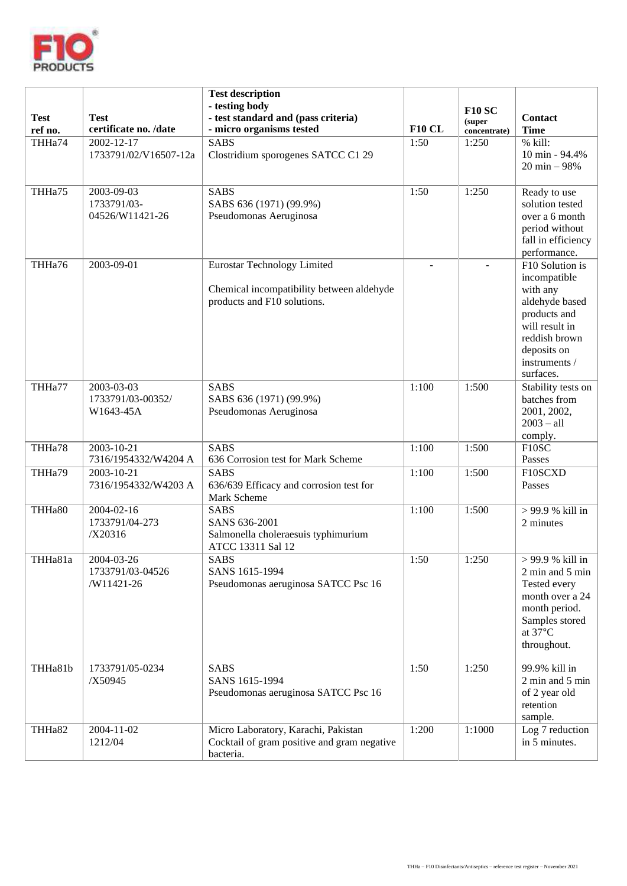| Test ref no. | Test certificate no. /date | Test description - testing body - test standard and (pass criteria) - micro organisms tested | F10 CL | F10 SC (super concentrate) | Contact Time |
|---|---|---|---|---|---|
| THHa74 | 2002-12-17 1733791/02/V16507-12a | SABS Clostridium sporogenes SATCC C1 29 | 1:50 | 1:250 | % kill: 10 min - 94.4% 20 min – 98% |
| THHa75 | 2003-09-03 1733791/03-04526/W11421-26 | SABS SABS 636 (1971) (99.9%) Pseudomonas Aeruginosa | 1:50 | 1:250 | Ready to use solution tested over a 6 month period without fall in efficiency performance. |
| THHa76 | 2003-09-01 | Eurostar Technology Limited Chemical incompatibility between aldehyde products and F10 solutions. | - | - | F10 Solution is incompatible with any aldehyde based products and will result in reddish brown deposits on instruments / surfaces. |
| THHa77 | 2003-03-03 1733791/03-00352/ W1643-45A | SABS SABS 636 (1971) (99.9%) Pseudomonas Aeruginosa | 1:100 | 1:500 | Stability tests on batches from 2001, 2002, 2003 – all comply. |
| THHa78 | 2003-10-21 7316/1954332/W4204 A | SABS 636 Corrosion test for Mark Scheme | 1:100 | 1:500 | F10SC Passes |
| THHa79 | 2003-10-21 7316/1954332/W4203 A | SABS 636/639 Efficacy and corrosion test for Mark Scheme | 1:100 | 1:500 | F10SCXD Passes |
| THHa80 | 2004-02-16 1733791/04-273 /X20316 | SABS SANS 636-2001 Salmonella choleraesuis typhimurium ATCC 13311 Sal 12 | 1:100 | 1:500 | > 99.9 % kill in 2 minutes |
| THHa81a | 2004-03-26 1733791/03-04526 /W11421-26 | SABS SANS 1615-1994 Pseudomonas aeruginosa SATCC Psc 16 | 1:50 | 1:250 | > 99.9 % kill in 2 min and 5 min Tested every month over a 24 month period. Samples stored at 37°C throughout. |
| THHa81b | 1733791/05-0234 /X50945 | SABS SANS 1615-1994 Pseudomonas aeruginosa SATCC Psc 16 | 1:50 | 1:250 | 99.9% kill in 2 min and 5 min of 2 year old retention sample. |
| THHa82 | 2004-11-02 1212/04 | Micro Laboratory, Karachi, Pakistan Cocktail of gram positive and gram negative bacteria. | 1:200 | 1:1000 | Log 7 reduction in 5 minutes. |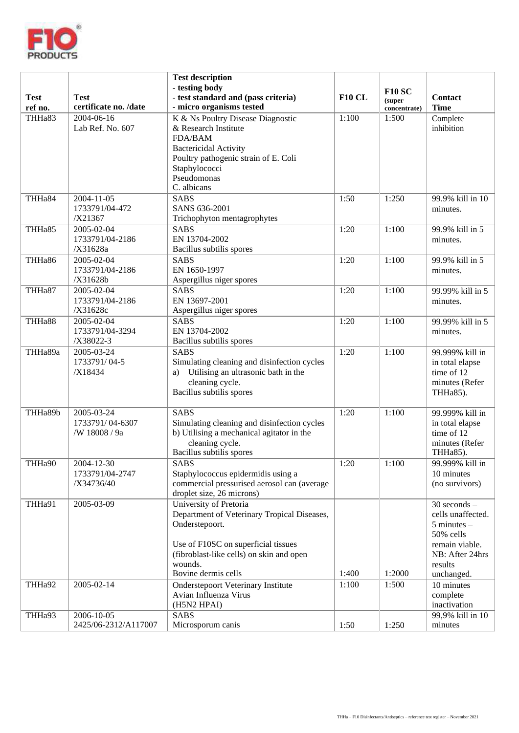| Test ref no. | Test certificate no. /date | Test description - testing body - test standard and (pass criteria) - micro organisms tested | F10 CL | F10 SC (super concentrate) | Contact Time |
|---|---|---|---|---|---|
| THHa83 | 2004-06-16 Lab Ref. No. 607 | K & Ns Poultry Disease Diagnostic & Research Institute FDA/BAM Bactericidal Activity Poultry pathogenic strain of E. Coli Staphylococci Pseudomonas C. albicans | 1:100 | 1:500 | Complete inhibition |
| THHa84 | 2004-11-05 1733791/04-472 /X21367 | SABS SANS 636-2001 Trichophyton mentagrophytes | 1:50 | 1:250 | 99.9% kill in 10 minutes. |
| THHa85 | 2005-02-04 1733791/04-2186 /X31628a | SABS EN 13704-2002 Bacillus subtilis spores | 1:20 | 1:100 | 99.9% kill in 5 minutes. |
| THHa86 | 2005-02-04 1733791/04-2186 /X31628b | SABS EN 1650-1997 Aspergillus niger spores | 1:20 | 1:100 | 99.9% kill in 5 minutes. |
| THHa87 | 2005-02-04 1733791/04-2186 /X31628c | SABS EN 13697-2001 Aspergillus niger spores | 1:20 | 1:100 | 99.99% kill in 5 minutes. |
| THHa88 | 2005-02-04 1733791/04-3294 /X38022-3 | SABS EN 13704-2002 Bacillus subtilis spores | 1:20 | 1:100 | 99.99% kill in 5 minutes. |
| THHa89a | 2005-03-24 1733791/ 04-5 /X18434 | SABS Simulating cleaning and disinfection cycles a) Utilising an ultrasonic bath in the cleaning cycle. Bacillus subtilis spores | 1:20 | 1:100 | 99.999% kill in in total elapse time of 12 minutes (Refer THHa85). |
| THHa89b | 2005-03-24 1733791/ 04-6307 /W 18008 / 9a | SABS Simulating cleaning and disinfection cycles b) Utilising a mechanical agitator in the cleaning cycle. Bacillus subtilis spores | 1:20 | 1:100 | 99.999% kill in in total elapse time of 12 minutes (Refer THHa85). |
| THHa90 | 2004-12-30 1733791/04-2747 /X34736/40 | SABS Staphylococcus epidermidis using a commercial pressurised aerosol can (average droplet size, 26 microns) | 1:20 | 1:100 | 99.999% kill in 10 minutes (no survivors) |
| THHa91 | 2005-03-09 | University of Pretoria Department of Veterinary Tropical Diseases, Onderstepoort. Use of F10SC on superficial tissues (fibroblast-like cells) on skin and open wounds. Bovine dermis cells | 1:400 | 1:2000 | 30 seconds – cells unaffected. 5 minutes – 50% cells remain viable. NB: After 24hrs results unchanged. |
| THHa92 | 2005-02-14 | Onderstepoort Veterinary Institute Avian Influenza Virus (H5N2 HPAI) | 1:100 | 1:500 | 10 minutes complete inactivation |
| THHa93 | 2006-10-05 2425/06-2312/A117007 | SABS Microsporum canis | 1:50 | 1:250 | 99,9% kill in 10 minutes |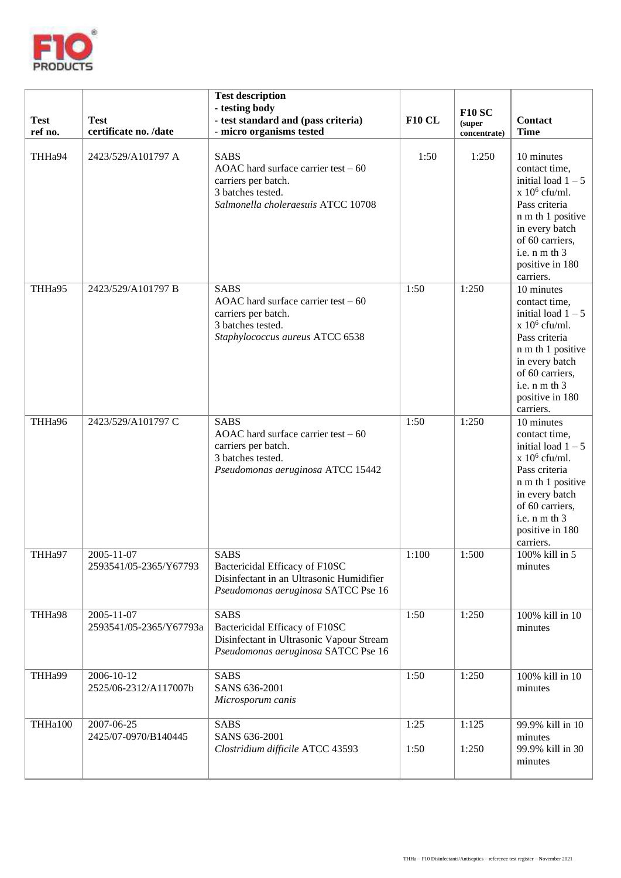| Test ref no. | Test certificate no. /date | Test description - testing body - test standard and (pass criteria) - micro organisms tested | F10 CL | F10 SC (super concentrate) | Contact Time |
|---|---|---|---|---|---|
| THHa94 | 2423/529/A101797 A | SABS<br>AOAC hard surface carrier test – 60 carriers per batch.<br>3 batches tested.<br>*Salmonella choleraesuis* ATCC 10708 | 1:50 | 1:250 | 10 minutes contact time, initial load 1 – 5 x $10^6$ cfu/ml. Pass criteria n m th 1 positive in every batch of 60 carriers, i.e. n m th 3 positive in 180 carriers. |
| THHa95 | 2423/529/A101797 B | SABS<br>AOAC hard surface carrier test – 60 carriers per batch.<br>3 batches tested.<br>*Staphylococcus aureus* ATCC 6538 | 1:50 | 1:250 | 10 minutes contact time, initial load 1 – 5 x $10^6$ cfu/ml. Pass criteria n m th 1 positive in every batch of 60 carriers, i.e. n m th 3 positive in 180 carriers. |
| THHa96 | 2423/529/A101797 C | SABS<br>AOAC hard surface carrier test – 60 carriers per batch.<br>3 batches tested.<br>*Pseudomonas aeruginosa* ATCC 15442 | 1:50 | 1:250 | 10 minutes contact time, initial load 1 – 5 x $10^6$ cfu/ml. Pass criteria n m th 1 positive in every batch of 60 carriers, i.e. n m th 3 positive in 180 carriers. |
| THHa97 | 2005-11-07<br>2593541/05-2365/Y67793 | SABS<br>Bactericidal Efficacy of F10SC Disinfectant in an Ultrasonic Humidifier<br>*Pseudomonas aeruginosa* SATCC Pse 16 | 1:100 | 1:500 | 100% kill in 5 minutes |
| THHa98 | 2005-11-07<br>2593541/05-2365/Y67793a | SABS<br>Bactericidal Efficacy of F10SC Disinfectant in Ultrasonic Vapour Stream<br>*Pseudomonas aeruginosa* SATCC Pse 16 | 1:50 | 1:250 | 100% kill in 10 minutes |
| THHa99 | 2006-10-12<br>2525/06-2312/A117007b | SABS<br>SANS 636-2001<br>*Microsporum canis* | 1:50 | 1:250 | 100% kill in 10 minutes |
| THHa100 | 2007-06-25<br>2425/07-0970/B140445 | SABS<br>SANS 636-2001<br>*Clostridium difficile* ATCC 43593 | 1:25<br>1:50 | 1:125<br>1:250 | 99.9% kill in 10 minutes<br>99.9% kill in 30 minutes |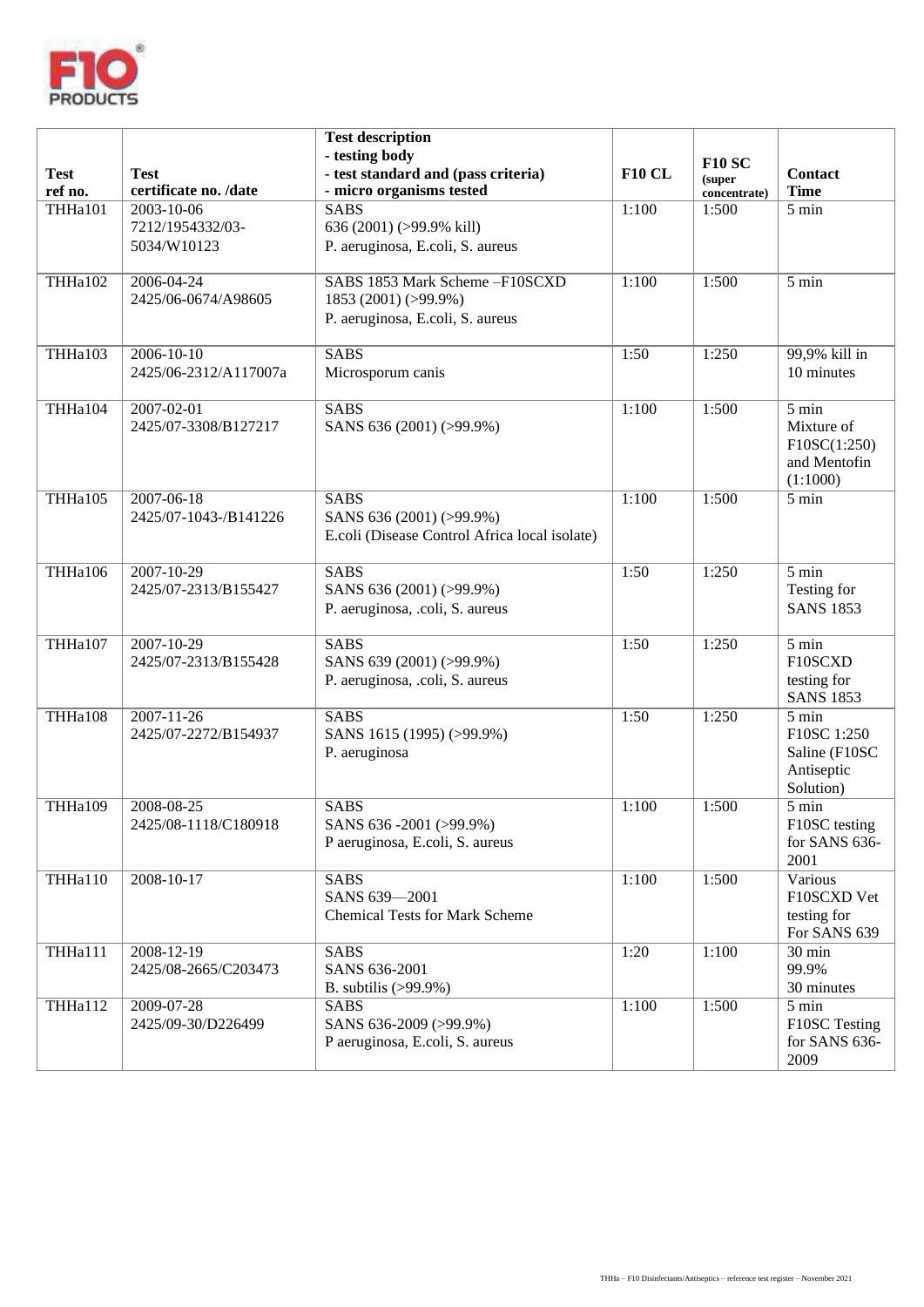| Test ref no. | Test certificate no. /date | Test description - testing body - test standard and (pass criteria) - micro organisms tested | F10 CL | F10 SC (super concentrate) | Contact Time |
|---|---|---|---|---|---|
| THHa101 | 2003-10-06 7212/1954332/03-5034/W10123 | SABS 636 (2001) (>99.9% kill) P. aeruginosa, E.coli, S. aureus | 1:100 | 1:500 | 5 min |
| THHa102 | 2006-04-24 2425/06-0674/A98605 | SABS 1853 Mark Scheme –F10SCXD 1853 (2001) (>99.9%) P. aeruginosa, E.coli, S. aureus | 1:100 | 1:500 | 5 min |
| THHa103 | 2006-10-10 2425/06-2312/A117007a | SABS Microsporum canis | 1:50 | 1:250 | 99,9% kill in 10 minutes |
| THHa104 | 2007-02-01 2425/07-3308/B127217 | SABS SANS 636 (2001) (>99.9%) | 1:100 | 1:500 | 5 min Mixture of F10SC(1:250) and Mentofin (1:1000) |
| THHa105 | 2007-06-18 2425/07-1043-/B141226 | SABS SANS 636 (2001) (>99.9%) E.coli (Disease Control Africa local isolate) | 1:100 | 1:500 | 5 min |
| THHa106 | 2007-10-29 2425/07-2313/B155427 | SABS SANS 636 (2001) (>99.9%) P. aeruginosa, .coli, S. aureus | 1:50 | 1:250 | 5 min Testing for SANS 1853 |
| THHa107 | 2007-10-29 2425/07-2313/B155428 | SABS SANS 639 (2001) (>99.9%) P. aeruginosa, .coli, S. aureus | 1:50 | 1:250 | 5 min F10SCXD testing for SANS 1853 |
| THHa108 | 2007-11-26 2425/07-2272/B154937 | SABS SANS 1615 (1995) (>99.9%) P. aeruginosa | 1:50 | 1:250 | 5 min F10SC 1:250 Saline (F10SC Antiseptic Solution) |
| THHa109 | 2008-08-25 2425/08-1118/C180918 | SABS SANS 636 -2001 (>99.9%) P aeruginosa, E.coli, S. aureus | 1:100 | 1:500 | 5 min F10SC testing for SANS 636-2001 |
| THHa110 | 2008-10-17 | SABS SANS 639—2001 Chemical Tests for Mark Scheme | 1:100 | 1:500 | Various F10SCXD Vet testing for For SANS 639 |
| THHa111 | 2008-12-19 2425/08-2665/C203473 | SABS SANS 636-2001 B. subtilis (>99.9%) | 1:20 | 1:100 | 30 min 99.9% 30 minutes |
| THHa112 | 2009-07-28 2425/09-30/D226499 | SABS SANS 636-2009 (>99.9%) P aeruginosa, E.coli, S. aureus | 1:100 | 1:500 | 5 min F10SC Testing for SANS 636-2009 |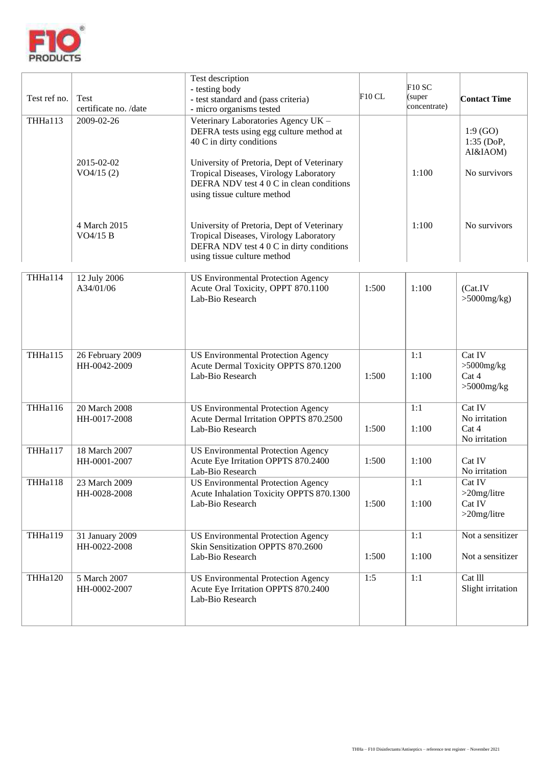| Test ref no. | Test certificate no. /date | Test description<br>- testing body<br>- test standard and (pass criteria)<br>- micro organisms tested | F10 CL | F10 SC (super concentrate) | Contact Time |
|---|---|---|---|---|---|
| THHa113 | 2009-02-26 | Veterinary Laboratories Agency UK – DEFRA tests using egg culture method at 40 C in dirty conditions | | | 1:9 (GO)<br>1:35 (DoP, AI&IAOM) |
| | 2015-02-02<br>VO4/15 (2) | University of Pretoria, Dept of Veterinary Tropical Diseases, Virology Laboratory DEFRA NDV test 4 0 C in clean conditions using tissue culture method | | 1:100 | No survivors |
| | 4 March 2015<br>VO4/15 B | University of Pretoria, Dept of Veterinary Tropical Diseases, Virology Laboratory DEFRA NDV test 4 0 C in dirty conditions using tissue culture method | | 1:100 | No survivors |
| THHa114 | 12 July 2006<br>A34/01/06 | US Environmental Protection Agency Acute Oral Toxicity, OPPT 870.1100<br>Lab-Bio Research | 1:500 | 1:100 | (Cat.IV >5000mg/kg) |
| THHa115 | 26 February 2009<br>HH-0042-2009 | US Environmental Protection Agency Acute Dermal Toxicity OPPTS 870.1200<br>Lab-Bio Research | 1:500 | 1:1<br>1:100 | Cat IV >5000mg/kg<br>Cat 4 >5000mg/kg |
| THHa116 | 20 March 2008<br>HH-0017-2008 | US Environmental Protection Agency Acute Dermal Irritation OPPTS 870.2500<br>Lab-Bio Research | 1:500 | 1:1<br>1:100 | Cat IV No irritation<br>Cat 4 No irritation |
| THHa117 | 18 March 2007<br>HH-0001-2007 | US Environmental Protection Agency Acute Eye Irritation OPPTS 870.2400<br>Lab-Bio Research | 1:500 | 1:100 | Cat IV No irritation |
| THHa118 | 23 March 2009<br>HH-0028-2008 | US Environmental Protection Agency Acute Inhalation Toxicity OPPTS 870.1300<br>Lab-Bio Research | 1:500 | 1:1<br>1:100 | Cat IV >20mg/litre<br>Cat IV >20mg/litre |
| THHa119 | 31 January 2009<br>HH-0022-2008 | US Environmental Protection Agency Skin Sensitization OPPTS 870.2600<br>Lab-Bio Research | 1:500 | 1:1<br>1:100 | Not a sensitizer<br>Not a sensitizer |
| THHa120 | 5 March 2007<br>HH-0002-2007 | US Environmental Protection Agency Acute Eye Irritation OPPTS 870.2400<br>Lab-Bio Research | 1:5 | 1:1 | Cat lll Slight irritation |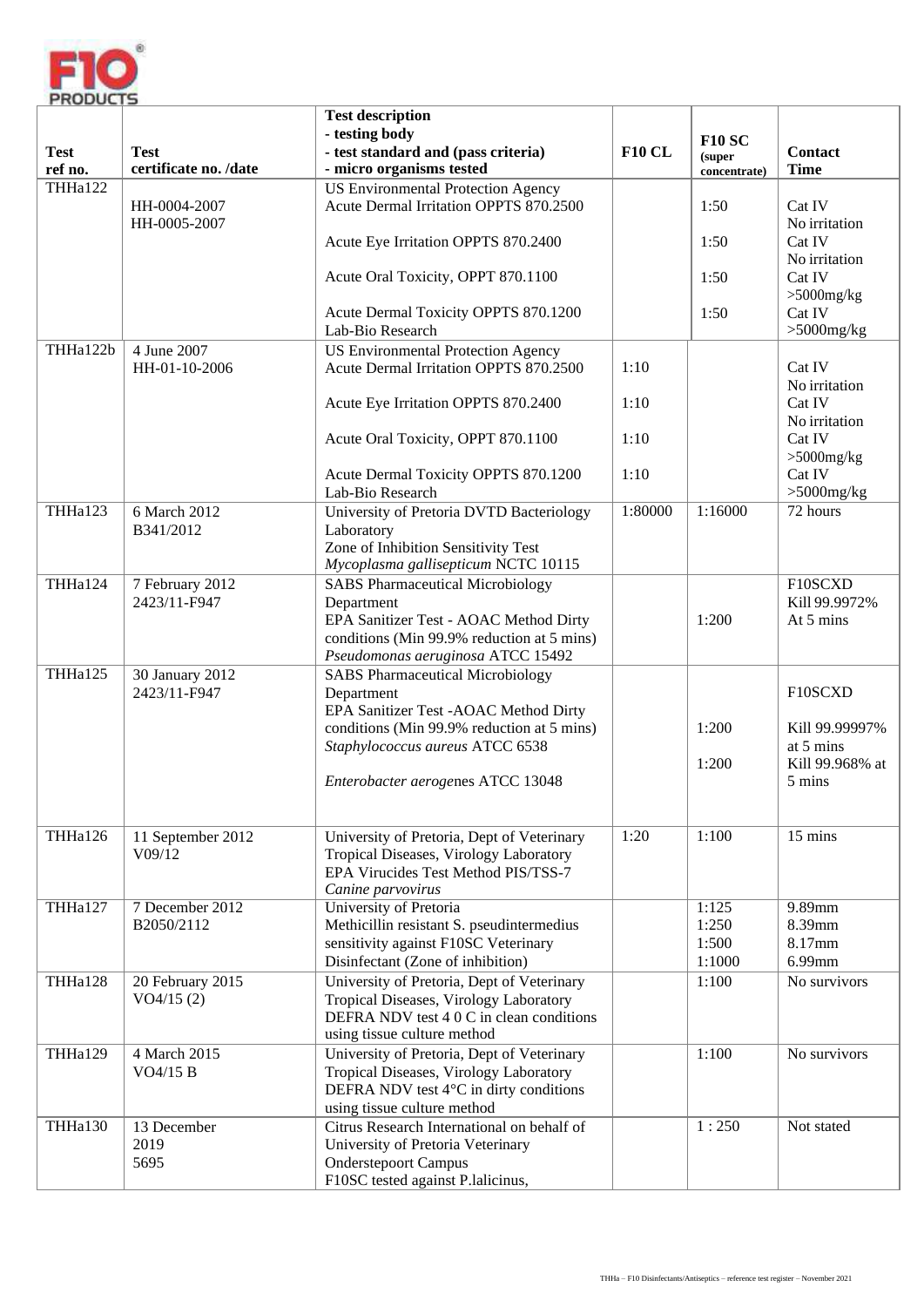| Test ref no. | Test certificate no. /date | Test description - testing body - test standard and (pass criteria) - micro organisms tested | F10 CL | F10 SC (super concentrate) | Contact Time |
|---|---|---|---|---|---|
| THHa122 | HH-0004-2007 HH-0005-2007 | US Environmental Protection Agency Acute Dermal Irritation OPPTS 870.2500 | | 1:50 | Cat IV No irritation |
| | | Acute Eye Irritation OPPTS 870.2400 | | 1:50 | Cat IV No irritation |
| | | Acute Oral Toxicity, OPPT 870.1100 | | 1:50 | Cat IV >5000mg/kg |
| | | Acute Dermal Toxicity OPPTS 870.1200 Lab-Bio Research | | 1:50 | Cat IV >5000mg/kg |
| THHa122b | 4 June 2007 HH-01-10-2006 | US Environmental Protection Agency Acute Dermal Irritation OPPTS 870.2500 | 1:10 | | Cat IV No irritation |
| | | Acute Eye Irritation OPPTS 870.2400 | 1:10 | | Cat IV No irritation |
| | | Acute Oral Toxicity, OPPT 870.1100 | 1:10 | | Cat IV >5000mg/kg |
| | | Acute Dermal Toxicity OPPTS 870.1200 Lab-Bio Research | 1:10 | | Cat IV >5000mg/kg |
| THHa123 | 6 March 2012 B341/2012 | University of Pretoria DVTD Bacteriology Laboratory Zone of Inhibition Sensitivity Test *Mycoplasma gallisepticum* NCTC 10115 | 1:80000 | 1:16000 | 72 hours |
| THHa124 | 7 February 2012 2423/11-F947 | SABS Pharmaceutical Microbiology Department EPA Sanitizer Test - AOAC Method Dirty conditions (Min 99.9% reduction at 5 mins) *Pseudomonas aeruginosa* ATCC 15492 | | 1:200 | F10SCXD Kill 99.9972% At 5 mins |
| THHa125 | 30 January 2012 2423/11-F947 | SABS Pharmaceutical Microbiology Department EPA Sanitizer Test -AOAC Method Dirty conditions (Min 99.9% reduction at 5 mins) *Staphylococcus aureus* ATCC 6538 | | 1:200 | F10SCXD Kill 99.99997% at 5 mins |
| | | *Enterobacter aerogenes* ATCC 13048 | | 1:200 | Kill 99.968% at 5 mins |
| THHa126 | 11 September 2012 V09/12 | University of Pretoria, Dept of Veterinary Tropical Diseases, Virology Laboratory EPA Virucides Test Method PIS/TSS-7 *Canine parvovirus* | 1:20 | 1:100 | 15 mins |
| THHa127 | 7 December 2012 B2050/2112 | University of Pretoria Methicillin resistant S. pseudintermedius sensitivity against F10SC Veterinary Disinfectant (Zone of inhibition) | | 1:125<br>1:250<br>1:500<br>1:1000 | 9.89mm<br>8.39mm<br>8.17mm<br>6.99mm |
| THHa128 | 20 February 2015 VO4/15 (2) | University of Pretoria, Dept of Veterinary Tropical Diseases, Virology Laboratory DEFRA NDV test 4 0 C in clean conditions using tissue culture method | | 1:100 | No survivors |
| THHa129 | 4 March 2015 VO4/15 B | University of Pretoria, Dept of Veterinary Tropical Diseases, Virology Laboratory DEFRA NDV test 4°C in dirty conditions using tissue culture method | | 1:100 | No survivors |
| THHa130 | 13 December 2019 5695 | Citrus Research International on behalf of University of Pretoria Veterinary Onderstepoort Campus F10SC tested against P.lalicinus, | | 1 : 250 | Not stated |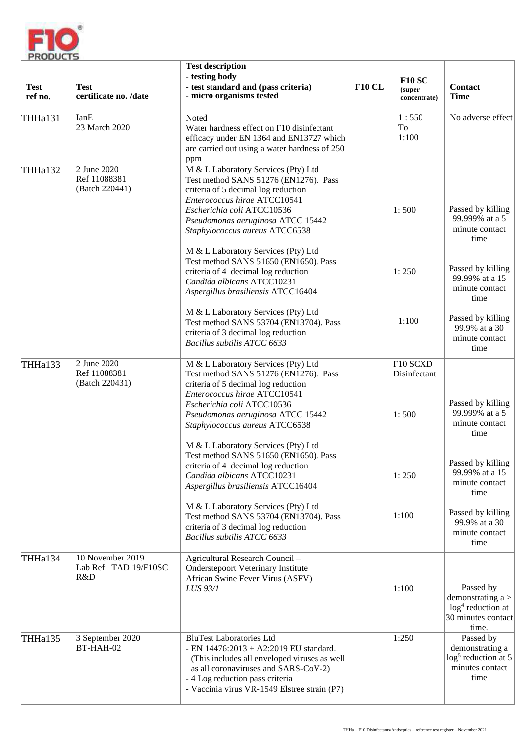| Test ref no. | Test certificate no. /date | Test description<br>- testing body<br>- test standard and (pass criteria)<br>- micro organisms tested | F10 CL | F10 SC (super concentrate) | Contact Time |
|---|---|---|---|---|---|
| THHa131 | IanE<br>23 March 2020 | Noted<br>Water hardness effect on F10 disinfectant efficacy under EN 1364 and EN13727 which are carried out using a water hardness of 250 ppm | | 1 : 550<br>To<br>1:100 | No adverse effect |
| THHa132 | 2 June 2020<br>Ref 11088381<br>(Batch 220441) | M & L Laboratory Services (Pty) Ltd<br>Test method SANS 51276 (EN1276). Pass criteria of 5 decimal log reduction<br>*Enterococcus hirae* ATCC10541<br>*Escherichia coli* ATCC10536<br>*Pseudomonas aeruginosa* ATCC 15442<br>*Staphylococcus aureus* ATCC6538 | | 1: 500 | Passed by killing 99.999% at a 5 minute contact time |
| | | M & L Laboratory Services (Pty) Ltd<br>Test method SANS 51650 (EN1650). Pass criteria of 4 decimal log reduction<br>*Candida albicans* ATCC10231<br>*Aspergillus brasiliensis* ATCC16404 | | 1: 250 | Passed by killing 99.99% at a 15 minute contact time |
| | | M & L Laboratory Services (Pty) Ltd<br>Test method SANS 53704 (EN13704). Pass criteria of 3 decimal log reduction<br>*Bacillus subtilis ATCC 6633* | | 1:100 | Passed by killing 99.9% at a 30 minute contact time |
| THHa133 | 2 June 2020<br>Ref 11088381<br>(Batch 220431) | M & L Laboratory Services (Pty) Ltd<br>Test method SANS 51276 (EN1276). Pass criteria of 5 decimal log reduction<br>*Enterococcus hirae* ATCC10541<br>*Escherichia coli* ATCC10536<br>*Pseudomonas aeruginosa* ATCC 15442<br>*Staphylococcus aureus* ATCC6538 | | F10 SCXD Disinfectant<br><br>1: 500 | Passed by killing 99.999% at a 5 minute contact time |
| | | M & L Laboratory Services (Pty) Ltd<br>Test method SANS 51650 (EN1650). Pass criteria of 4 decimal log reduction<br>*Candida albicans* ATCC10231<br>*Aspergillus brasiliensis* ATCC16404 | | 1: 250 | Passed by killing 99.99% at a 15 minute contact time |
| | | M & L Laboratory Services (Pty) Ltd<br>Test method SANS 53704 (EN13704). Pass criteria of 3 decimal log reduction<br>*Bacillus subtilis ATCC 6633* | | 1:100 | Passed by killing 99.9% at a 30 minute contact time |
| THHa134 | 10 November 2019<br>Lab Ref: TAD 19/F10SC R&D | Agricultural Research Council – Onderstepoort Veterinary Institute<br>African Swine Fever Virus (ASFV)<br>*LUS 93/1* | | 1:100 | Passed by demonstrating a > $log^4$ reduction at 30 minutes contact time. |
| THHa135 | 3 September 2020<br>BT-HAH-02 | BluTest Laboratories Ltd<br>- EN 14476:2013 + A2:2019 EU standard. (This includes all enveloped viruses as well as all coronaviruses and SARS-CoV-2)<br>- 4 Log reduction pass criteria<br>- Vaccinia virus VR-1549 Elstree strain (P7) | | 1:250 | Passed by demonstrating a $log^5$ reduction at 5 minutes contact time |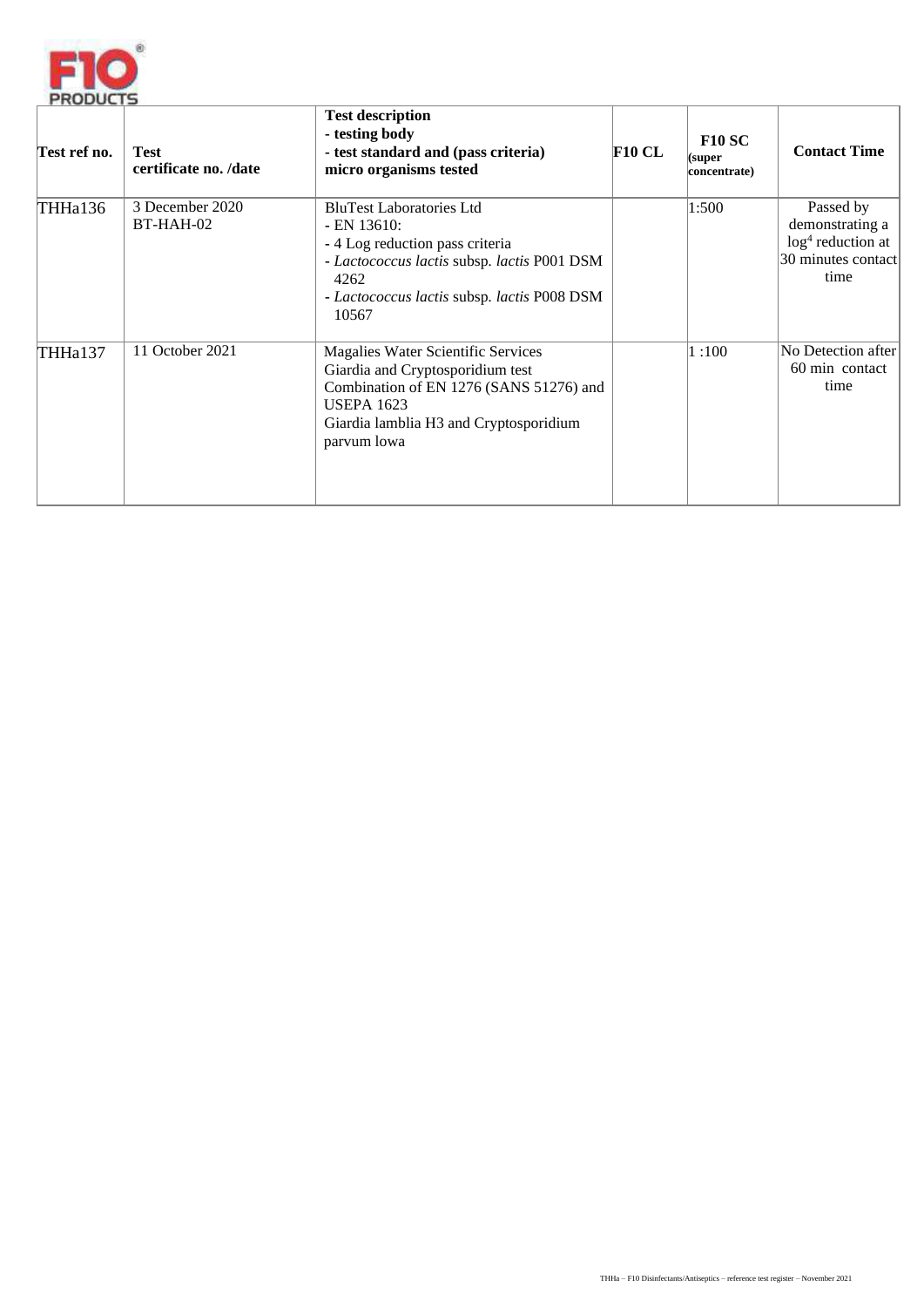| Test ref no. | Test certificate no. /date | Test description<br>- testing body<br>- test standard and (pass criteria)<br>micro organisms tested | F10 CL | F10 SC (super concentrate) | Contact Time |
| --- | --- | --- | --- | --- | --- |
| THHa136 | 3 December 2020<br>BT-HAH-02 | BluTest Laboratories Ltd<br>- EN 13610:<br>- 4 Log reduction pass criteria<br>- *Lactococcus lactis* subsp. *lactis* P001 DSM 4262<br>- *Lactococcus lactis* subsp. *lactis* P008 DSM 10567 | | 1:500 | Passed by demonstrating a $log^4$ reduction at 30 minutes contact time |
| THHa137 | 11 October 2021 | Magalies Water Scientific Services<br>Giardia and Cryptosporidium test<br>Combination of EN 1276 (SANS 51276) and USEPA 1623<br>Giardia lamblia H3 and Cryptosporidium parvum lowa | | 1 :100 | No Detection after 60 min contact time |